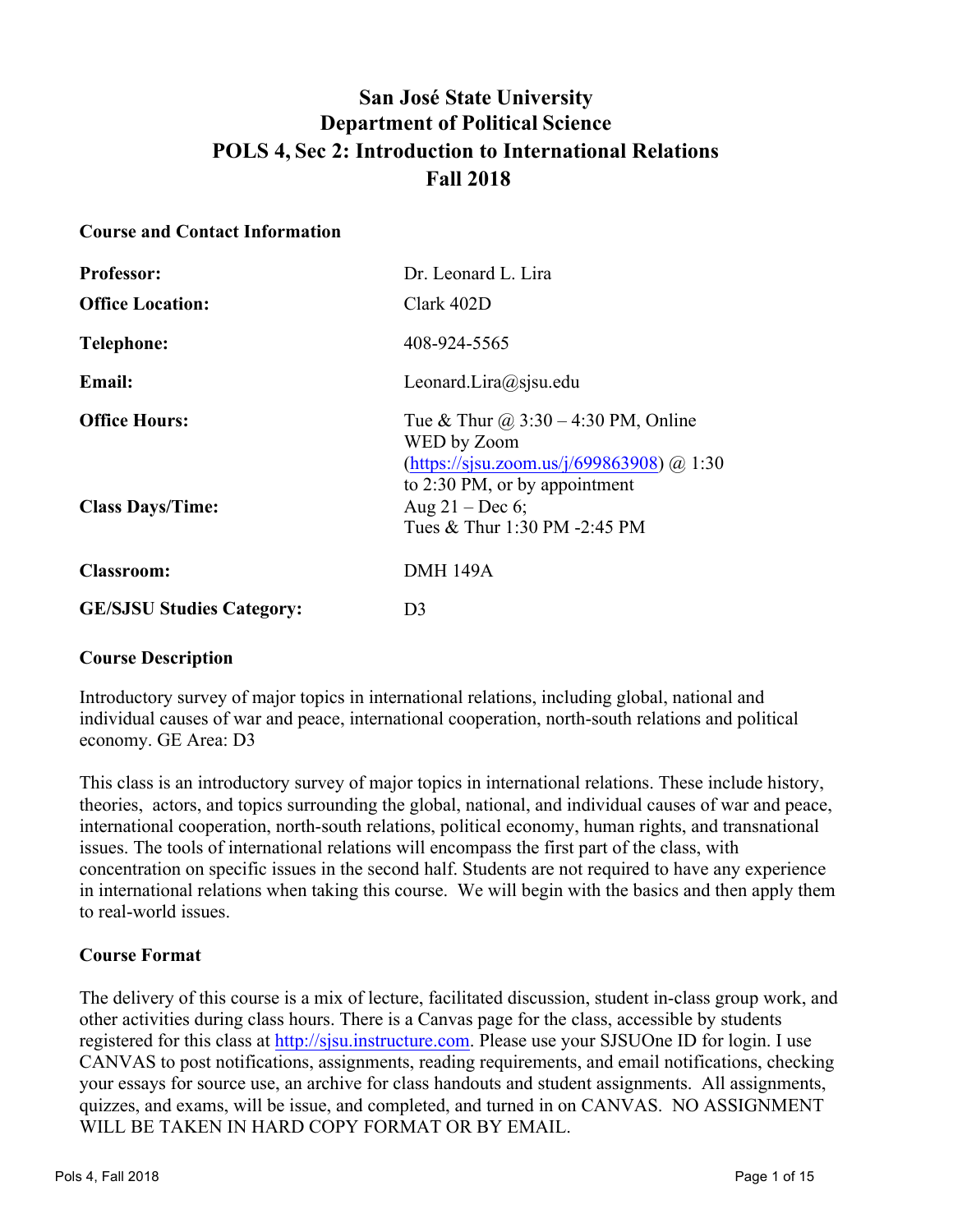# San José State University
# Department of Political Science
# POLS 4, Sec 2: Introduction to International Relations
# Fall 2018

## Course and Contact Information

| | |
|---|---|
| **Professor:** | Dr. Leonard L. Lira |
| **Office Location:** | Clark 402D |
| **Telephone:** | 408-924-5565 |
| **Email:** | Leonard.Lira@sjsu.edu |
| **Office Hours:** | Tue & Thur @ 3:30 – 4:30 PM, Online WED by Zoom (https://sjsu.zoom.us/j/699863908) @ 1:30 to 2:30 PM, or by appointment |
| **Class Days/Time:** | Aug 21 – Dec 6; Tues & Thur 1:30 PM -2:45 PM |
| **Classroom:** | DMH 149A |
| **GE/SJSU Studies Category:** | D3 |

## Course Description

Introductory survey of major topics in international relations, including global, national and individual causes of war and peace, international cooperation, north-south relations and political economy. GE Area: D3

This class is an introductory survey of major topics in international relations. These include history, theories, actors, and topics surrounding the global, national, and individual causes of war and peace, international cooperation, north-south relations, political economy, human rights, and transnational issues. The tools of international relations will encompass the first part of the class, with concentration on specific issues in the second half. Students are not required to have any experience in international relations when taking this course. We will begin with the basics and then apply them to real-world issues.

## Course Format

The delivery of this course is a mix of lecture, facilitated discussion, student in-class group work, and other activities during class hours. There is a Canvas page for the class, accessible by students registered for this class at http://sjsu.instructure.com. Please use your SJSUOne ID for login. I use CANVAS to post notifications, assignments, reading requirements, and email notifications, checking your essays for source use, an archive for class handouts and student assignments. All assignments, quizzes, and exams, will be issue, and completed, and turned in on CANVAS. NO ASSIGNMENT WILL BE TAKEN IN HARD COPY FORMAT OR BY EMAIL.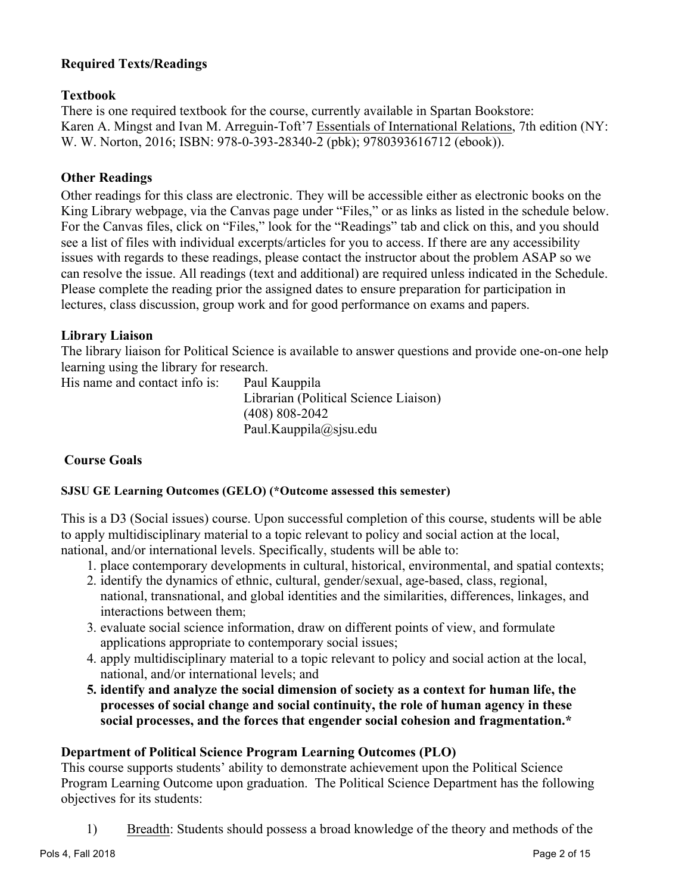## Required Texts/Readings

### Textbook

There is one required textbook for the course, currently available in Spartan Bookstore:
Karen A. Mingst and Ivan M. Arreguin-Toft'7 Essentials of International Relations, 7th edition (NY: W. W. Norton, 2016; ISBN: 978-0-393-28340-2 (pbk); 9780393616712 (ebook)).

### Other Readings

Other readings for this class are electronic. They will be accessible either as electronic books on the King Library webpage, via the Canvas page under "Files," or as links as listed in the schedule below. For the Canvas files, click on "Files," look for the "Readings" tab and click on this, and you should see a list of files with individual excerpts/articles for you to access. If there are any accessibility issues with regards to these readings, please contact the instructor about the problem ASAP so we can resolve the issue. All readings (text and additional) are required unless indicated in the Schedule. Please complete the reading prior the assigned dates to ensure preparation for participation in lectures, class discussion, group work and for good performance on exams and papers.

### Library Liaison

The library liaison for Political Science is available to answer questions and provide one-on-one help learning using the library for research.

His name and contact info is: Paul Kauppila
Librarian (Political Science Liaison)
(408) 808-2042
Paul.Kauppila@sjsu.edu

## Course Goals

#### SJSU GE Learning Outcomes (GELO) (*Outcome assessed this semester)

This is a D3 (Social issues) course. Upon successful completion of this course, students will be able to apply multidisciplinary material to a topic relevant to policy and social action at the local, national, and/or international levels. Specifically, students will be able to:

1. place contemporary developments in cultural, historical, environmental, and spatial contexts;
2. identify the dynamics of ethnic, cultural, gender/sexual, age-based, class, regional, national, transnational, and global identities and the similarities, differences, linkages, and interactions between them;
3. evaluate social science information, draw on different points of view, and formulate applications appropriate to contemporary social issues;
4. apply multidisciplinary material to a topic relevant to policy and social action at the local, national, and/or international levels; and
5. **identify and analyze the social dimension of society as a context for human life, the processes of social change and social continuity, the role of human agency in these social processes, and the forces that engender social cohesion and fragmentation.***

### Department of Political Science Program Learning Outcomes (PLO)

This course supports students' ability to demonstrate achievement upon the Political Science Program Learning Outcome upon graduation. The Political Science Department has the following objectives for its students:

1) Breadth: Students should possess a broad knowledge of the theory and methods of the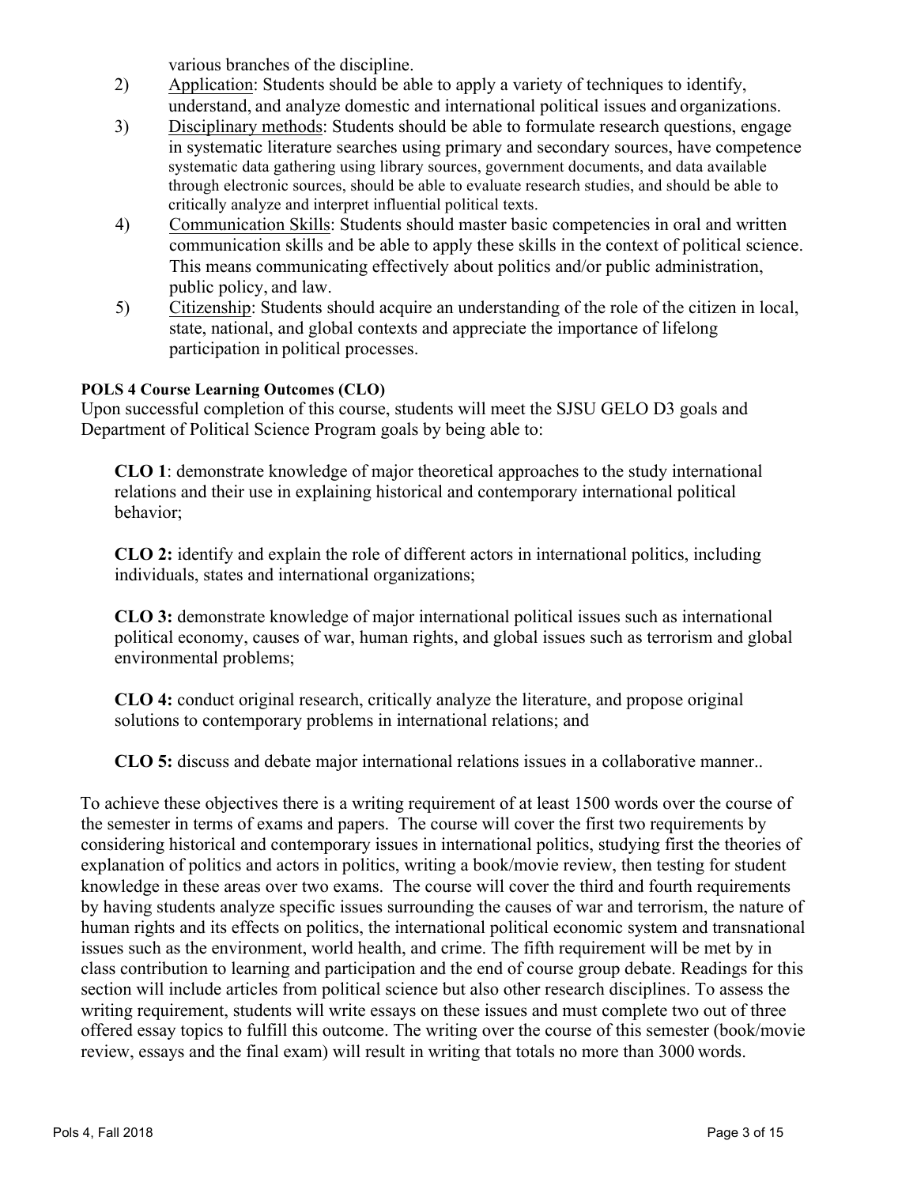various branches of the discipline.

2) Application: Students should be able to apply a variety of techniques to identify, understand, and analyze domestic and international political issues and organizations.
3) Disciplinary methods: Students should be able to formulate research questions, engage in systematic literature searches using primary and secondary sources, have competence systematic data gathering using library sources, government documents, and data available through electronic sources, should be able to evaluate research studies, and should be able to critically analyze and interpret influential political texts.
4) Communication Skills: Students should master basic competencies in oral and written communication skills and be able to apply these skills in the context of political science. This means communicating effectively about politics and/or public administration, public policy, and law.
5) Citizenship: Students should acquire an understanding of the role of the citizen in local, state, national, and global contexts and appreciate the importance of lifelong participation in political processes.

**POLS 4 Course Learning Outcomes (CLO)**

Upon successful completion of this course, students will meet the SJSU GELO D3 goals and Department of Political Science Program goals by being able to:

**CLO 1**: demonstrate knowledge of major theoretical approaches to the study international relations and their use in explaining historical and contemporary international political behavior;

**CLO 2:** identify and explain the role of different actors in international politics, including individuals, states and international organizations;

**CLO 3:** demonstrate knowledge of major international political issues such as international political economy, causes of war, human rights, and global issues such as terrorism and global environmental problems;

**CLO 4:** conduct original research, critically analyze the literature, and propose original solutions to contemporary problems in international relations; and

**CLO 5:** discuss and debate major international relations issues in a collaborative manner..

To achieve these objectives there is a writing requirement of at least 1500 words over the course of the semester in terms of exams and papers. The course will cover the first two requirements by considering historical and contemporary issues in international politics, studying first the theories of explanation of politics and actors in politics, writing a book/movie review, then testing for student knowledge in these areas over two exams. The course will cover the third and fourth requirements by having students analyze specific issues surrounding the causes of war and terrorism, the nature of human rights and its effects on politics, the international political economic system and transnational issues such as the environment, world health, and crime. The fifth requirement will be met by in class contribution to learning and participation and the end of course group debate. Readings for this section will include articles from political science but also other research disciplines. To assess the writing requirement, students will write essays on these issues and must complete two out of three offered essay topics to fulfill this outcome. The writing over the course of this semester (book/movie review, essays and the final exam) will result in writing that totals no more than 3000 words.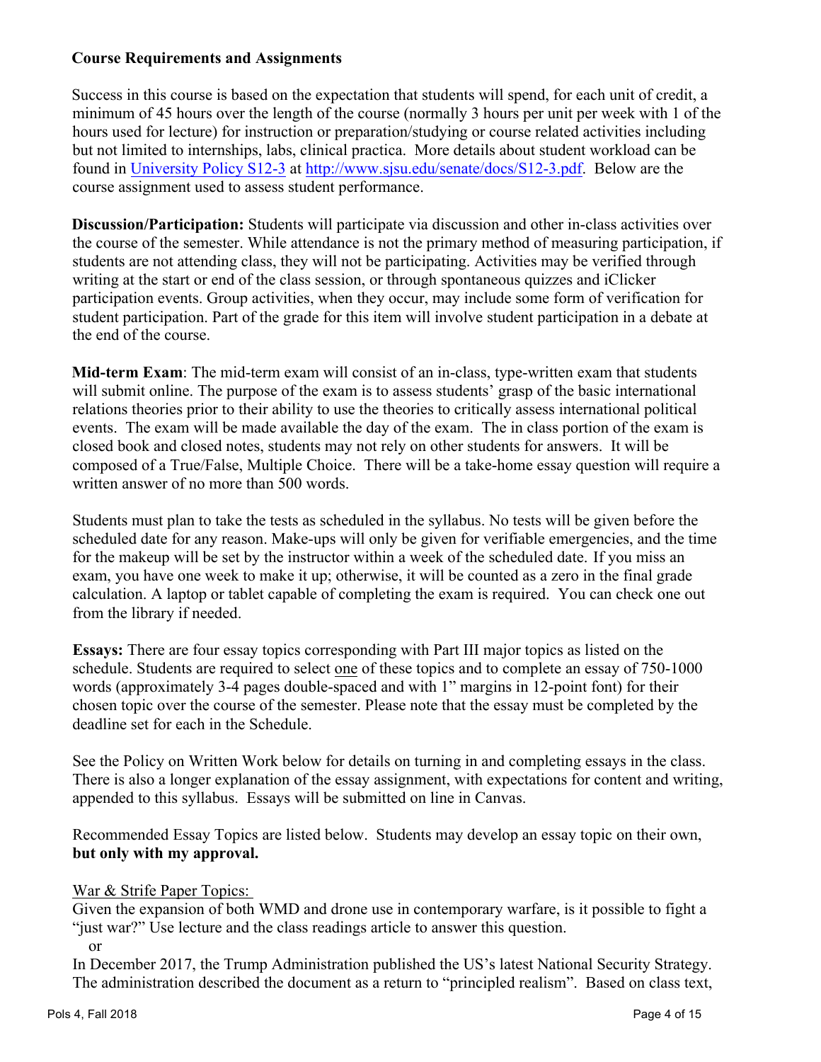### Course Requirements and Assignments

Success in this course is based on the expectation that students will spend, for each unit of credit, a minimum of 45 hours over the length of the course (normally 3 hours per unit per week with 1 of the hours used for lecture) for instruction or preparation/studying or course related activities including but not limited to internships, labs, clinical practica. More details about student workload can be found in [University Policy S12-3](http://www.sjsu.edu/senate/docs/S12-3.pdf) at http://www.sjsu.edu/senate/docs/S12-3.pdf. Below are the course assignment used to assess student performance.

**Discussion/Participation:** Students will participate via discussion and other in-class activities over the course of the semester. While attendance is not the primary method of measuring participation, if students are not attending class, they will not be participating. Activities may be verified through writing at the start or end of the class session, or through spontaneous quizzes and iClicker participation events. Group activities, when they occur, may include some form of verification for student participation. Part of the grade for this item will involve student participation in a debate at the end of the course.

**Mid-term Exam**: The mid-term exam will consist of an in-class, type-written exam that students will submit online. The purpose of the exam is to assess students' grasp of the basic international relations theories prior to their ability to use the theories to critically assess international political events. The exam will be made available the day of the exam. The in class portion of the exam is closed book and closed notes, students may not rely on other students for answers. It will be composed of a True/False, Multiple Choice. There will be a take-home essay question will require a written answer of no more than 500 words.

Students must plan to take the tests as scheduled in the syllabus. No tests will be given before the scheduled date for any reason. Make-ups will only be given for verifiable emergencies, and the time for the makeup will be set by the instructor within a week of the scheduled date. If you miss an exam, you have one week to make it up; otherwise, it will be counted as a zero in the final grade calculation. A laptop or tablet capable of completing the exam is required. You can check one out from the library if needed.

**Essays:** There are four essay topics corresponding with Part III major topics as listed on the schedule. Students are required to select <u>one</u> of these topics and to complete an essay of 750-1000 words (approximately 3-4 pages double-spaced and with 1" margins in 12-point font) for their chosen topic over the course of the semester. Please note that the essay must be completed by the deadline set for each in the Schedule.

See the Policy on Written Work below for details on turning in and completing essays in the class. There is also a longer explanation of the essay assignment, with expectations for content and writing, appended to this syllabus. Essays will be submitted on line in Canvas.

Recommended Essay Topics are listed below. Students may develop an essay topic on their own, **but only with my approval.**

<u>War & Strife Paper Topics:</u>

Given the expansion of both WMD and drone use in contemporary warfare, is it possible to fight a "just war?" Use lecture and the class readings article to answer this question.

or

In December 2017, the Trump Administration published the US's latest National Security Strategy. The administration described the document as a return to "principled realism". Based on class text,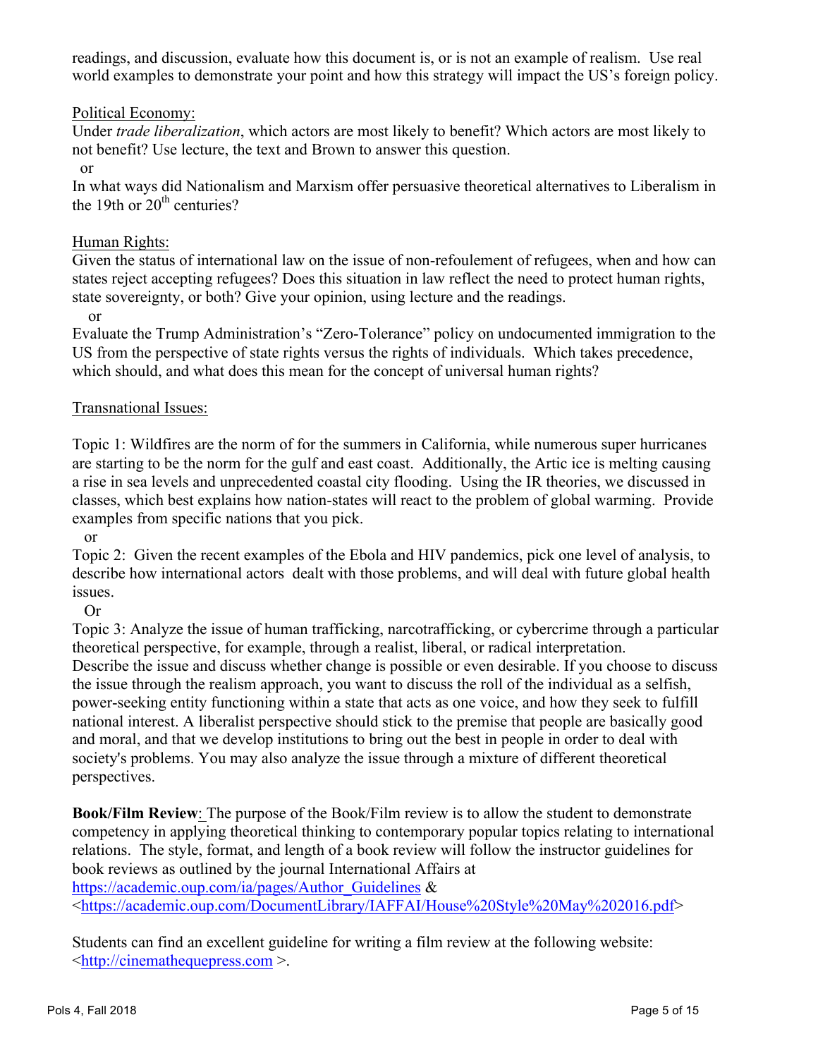readings, and discussion, evaluate how this document is, or is not an example of realism. Use real world examples to demonstrate your point and how this strategy will impact the US's foreign policy.

Political Economy:

Under *trade liberalization*, which actors are most likely to benefit? Which actors are most likely to not benefit? Use lecture, the text and Brown to answer this question.

or

In what ways did Nationalism and Marxism offer persuasive theoretical alternatives to Liberalism in the 19th or 20th centuries?

Human Rights:

Given the status of international law on the issue of non-refoulement of refugees, when and how can states reject accepting refugees? Does this situation in law reflect the need to protect human rights, state sovereignty, or both? Give your opinion, using lecture and the readings.

or

Evaluate the Trump Administration's "Zero-Tolerance" policy on undocumented immigration to the US from the perspective of state rights versus the rights of individuals. Which takes precedence, which should, and what does this mean for the concept of universal human rights?

Transnational Issues:

Topic 1: Wildfires are the norm of for the summers in California, while numerous super hurricanes are starting to be the norm for the gulf and east coast. Additionally, the Artic ice is melting causing a rise in sea levels and unprecedented coastal city flooding. Using the IR theories, we discussed in classes, which best explains how nation-states will react to the problem of global warming. Provide examples from specific nations that you pick.

or

Topic 2: Given the recent examples of the Ebola and HIV pandemics, pick one level of analysis, to describe how international actors dealt with those problems, and will deal with future global health issues.

Or

Topic 3: Analyze the issue of human trafficking, narcotrafficking, or cybercrime through a particular theoretical perspective, for example, through a realist, liberal, or radical interpretation. Describe the issue and discuss whether change is possible or even desirable. If you choose to discuss the issue through the realism approach, you want to discuss the roll of the individual as a selfish, power-seeking entity functioning within a state that acts as one voice, and how they seek to fulfill national interest. A liberalist perspective should stick to the premise that people are basically good and moral, and that we develop institutions to bring out the best in people in order to deal with society's problems. You may also analyze the issue through a mixture of different theoretical perspectives.

**Book/Film Review**: The purpose of the Book/Film review is to allow the student to demonstrate competency in applying theoretical thinking to contemporary popular topics relating to international relations. The style, format, and length of a book review will follow the instructor guidelines for book reviews as outlined by the journal International Affairs at https://academic.oup.com/ia/pages/Author_Guidelines & <https://academic.oup.com/DocumentLibrary/IAFFAI/House%20Style%20May%202016.pdf>

Students can find an excellent guideline for writing a film review at the following website: <http://cinemathequepress.com >.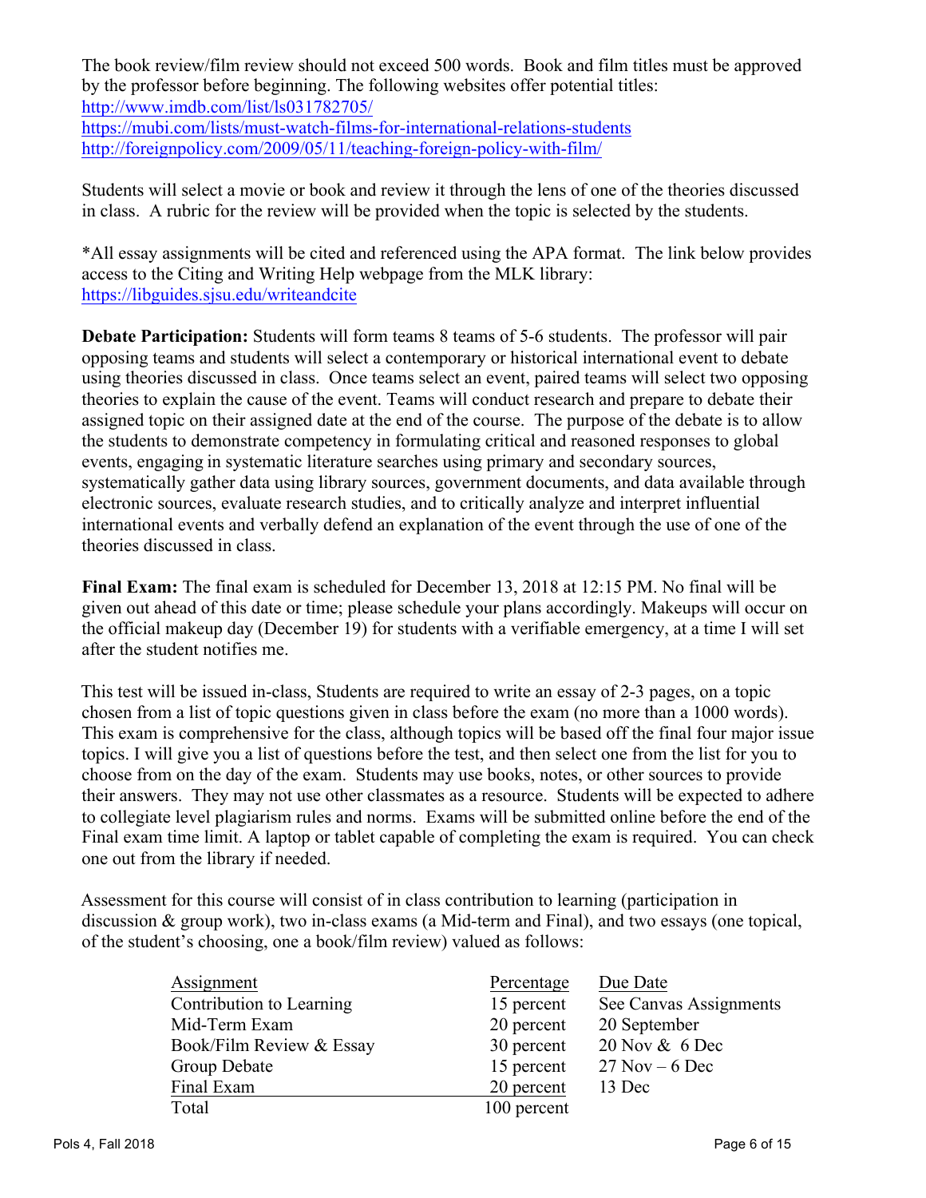The book review/film review should not exceed 500 words. Book and film titles must be approved by the professor before beginning. The following websites offer potential titles:
http://www.imdb.com/list/ls031782705/
https://mubi.com/lists/must-watch-films-for-international-relations-students
http://foreignpolicy.com/2009/05/11/teaching-foreign-policy-with-film/

Students will select a movie or book and review it through the lens of one of the theories discussed in class. A rubric for the review will be provided when the topic is selected by the students.

*All essay assignments will be cited and referenced using the APA format. The link below provides access to the Citing and Writing Help webpage from the MLK library:
https://libguides.sjsu.edu/writeandcite

**Debate Participation:** Students will form teams 8 teams of 5-6 students. The professor will pair opposing teams and students will select a contemporary or historical international event to debate using theories discussed in class. Once teams select an event, paired teams will select two opposing theories to explain the cause of the event. Teams will conduct research and prepare to debate their assigned topic on their assigned date at the end of the course. The purpose of the debate is to allow the students to demonstrate competency in formulating critical and reasoned responses to global events, engaging in systematic literature searches using primary and secondary sources, systematically gather data using library sources, government documents, and data available through electronic sources, evaluate research studies, and to critically analyze and interpret influential international events and verbally defend an explanation of the event through the use of one of the theories discussed in class.

**Final Exam:** The final exam is scheduled for December 13, 2018 at 12:15 PM. No final will be given out ahead of this date or time; please schedule your plans accordingly. Makeups will occur on the official makeup day (December 19) for students with a verifiable emergency, at a time I will set after the student notifies me.

This test will be issued in-class, Students are required to write an essay of 2-3 pages, on a topic chosen from a list of topic questions given in class before the exam (no more than a 1000 words). This exam is comprehensive for the class, although topics will be based off the final four major issue topics. I will give you a list of questions before the test, and then select one from the list for you to choose from on the day of the exam. Students may use books, notes, or other sources to provide their answers. They may not use other classmates as a resource. Students will be expected to adhere to collegiate level plagiarism rules and norms. Exams will be submitted online before the end of the Final exam time limit. A laptop or tablet capable of completing the exam is required. You can check one out from the library if needed.

Assessment for this course will consist of in class contribution to learning (participation in discussion & group work), two in-class exams (a Mid-term and Final), and two essays (one topical, of the student's choosing, one a book/film review) valued as follows:

| Assignment | Percentage | Due Date |
| --- | --- | --- |
| Contribution to Learning | 15 percent | See Canvas Assignments |
| Mid-Term Exam | 20 percent | 20 September |
| Book/Film Review & Essay | 30 percent | 20 Nov & 6 Dec |
| Group Debate | 15 percent | 27 Nov – 6 Dec |
| Final Exam | 20 percent | 13 Dec |
| Total | 100 percent | |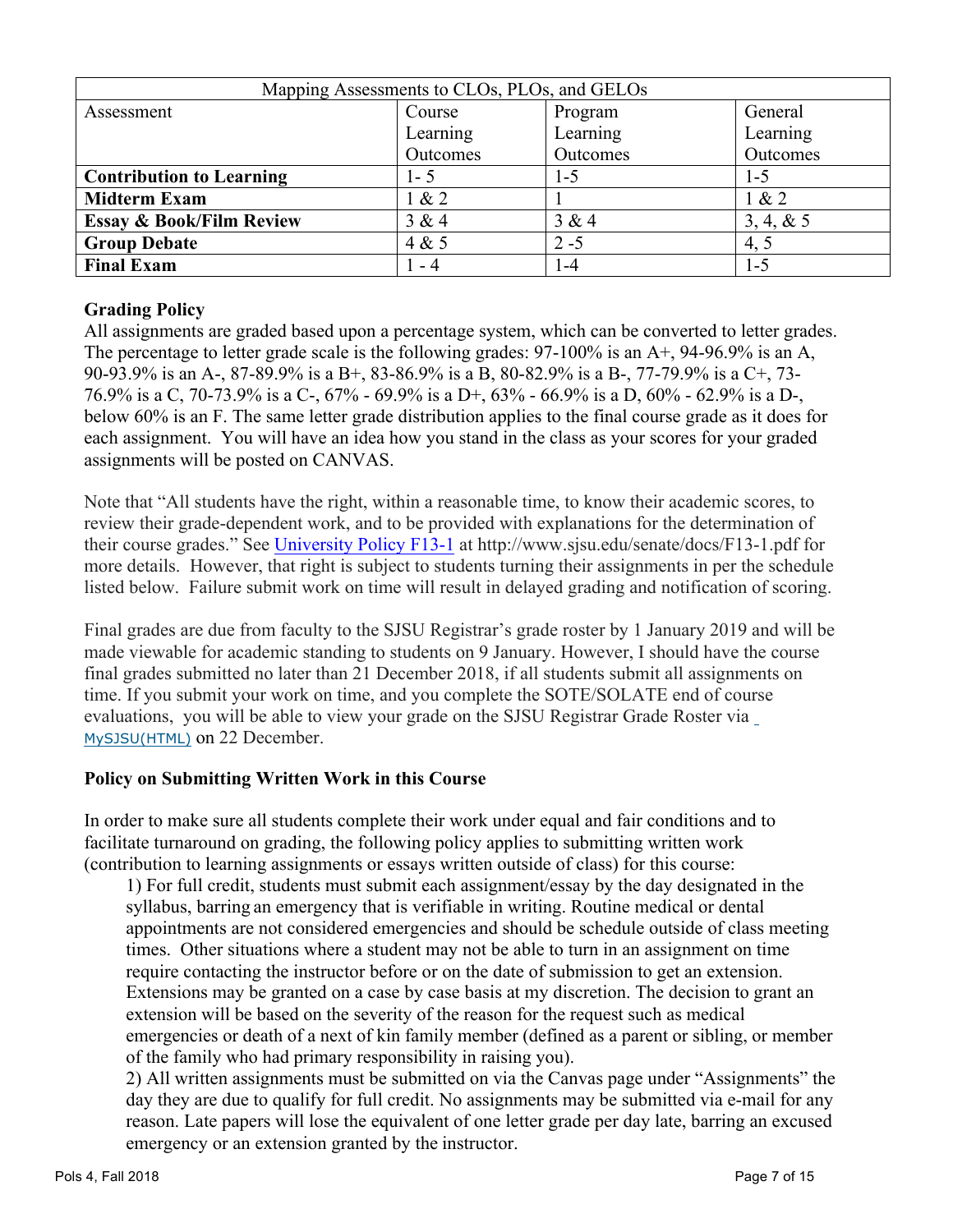| Mapping Assessments to CLOs, PLOs, and GELOs | | | |
|---|---|---|---|
| Assessment | Course Learning Outcomes | Program Learning Outcomes | General Learning Outcomes |
| **Contribution to Learning** | 1- 5 | 1-5 | 1-5 |
| **Midterm Exam** | 1 & 2 | 1 | 1 & 2 |
| **Essay & Book/Film Review** | 3 & 4 | 3 & 4 | 3, 4, & 5 |
| **Group Debate** | 4 & 5 | 2 -5 | 4, 5 |
| **Final Exam** | 1 - 4 | 1-4 | 1-5 |

### Grading Policy

All assignments are graded based upon a percentage system, which can be converted to letter grades. The percentage to letter grade scale is the following grades: 97-100% is an A+, 94-96.9% is an A, 90-93.9% is an A-, 87-89.9% is a B+, 83-86.9% is a B, 80-82.9% is a B-, 77-79.9% is a C+, 73-76.9% is a C, 70-73.9% is a C-, 67% - 69.9% is a D+, 63% - 66.9% is a D, 60% - 62.9% is a D-, below 60% is an F. The same letter grade distribution applies to the final course grade as it does for each assignment. You will have an idea how you stand in the class as your scores for your graded assignments will be posted on CANVAS.

Note that "All students have the right, within a reasonable time, to know their academic scores, to review their grade-dependent work, and to be provided with explanations for the determination of their course grades." See University Policy F13-1 at http://www.sjsu.edu/senate/docs/F13-1.pdf for more details. However, that right is subject to students turning their assignments in per the schedule listed below. Failure submit work on time will result in delayed grading and notification of scoring.

Final grades are due from faculty to the SJSU Registrar's grade roster by 1 January 2019 and will be made viewable for academic standing to students on 9 January. However, I should have the course final grades submitted no later than 21 December 2018, if all students submit all assignments on time. If you submit your work on time, and you complete the SOTE/SOLATE end of course evaluations, you will be able to view your grade on the SJSU Registrar Grade Roster via MySJSU(HTML) on 22 December.

### Policy on Submitting Written Work in this Course

In order to make sure all students complete their work under equal and fair conditions and to facilitate turnaround on grading, the following policy applies to submitting written work (contribution to learning assignments or essays written outside of class) for this course:

1) For full credit, students must submit each assignment/essay by the day designated in the syllabus, barring an emergency that is verifiable in writing. Routine medical or dental appointments are not considered emergencies and should be schedule outside of class meeting times. Other situations where a student may not be able to turn in an assignment on time require contacting the instructor before or on the date of submission to get an extension. Extensions may be granted on a case by case basis at my discretion. The decision to grant an extension will be based on the severity of the reason for the request such as medical emergencies or death of a next of kin family member (defined as a parent or sibling, or member of the family who had primary responsibility in raising you).

2) All written assignments must be submitted on via the Canvas page under "Assignments" the day they are due to qualify for full credit. No assignments may be submitted via e-mail for any reason. Late papers will lose the equivalent of one letter grade per day late, barring an excused emergency or an extension granted by the instructor.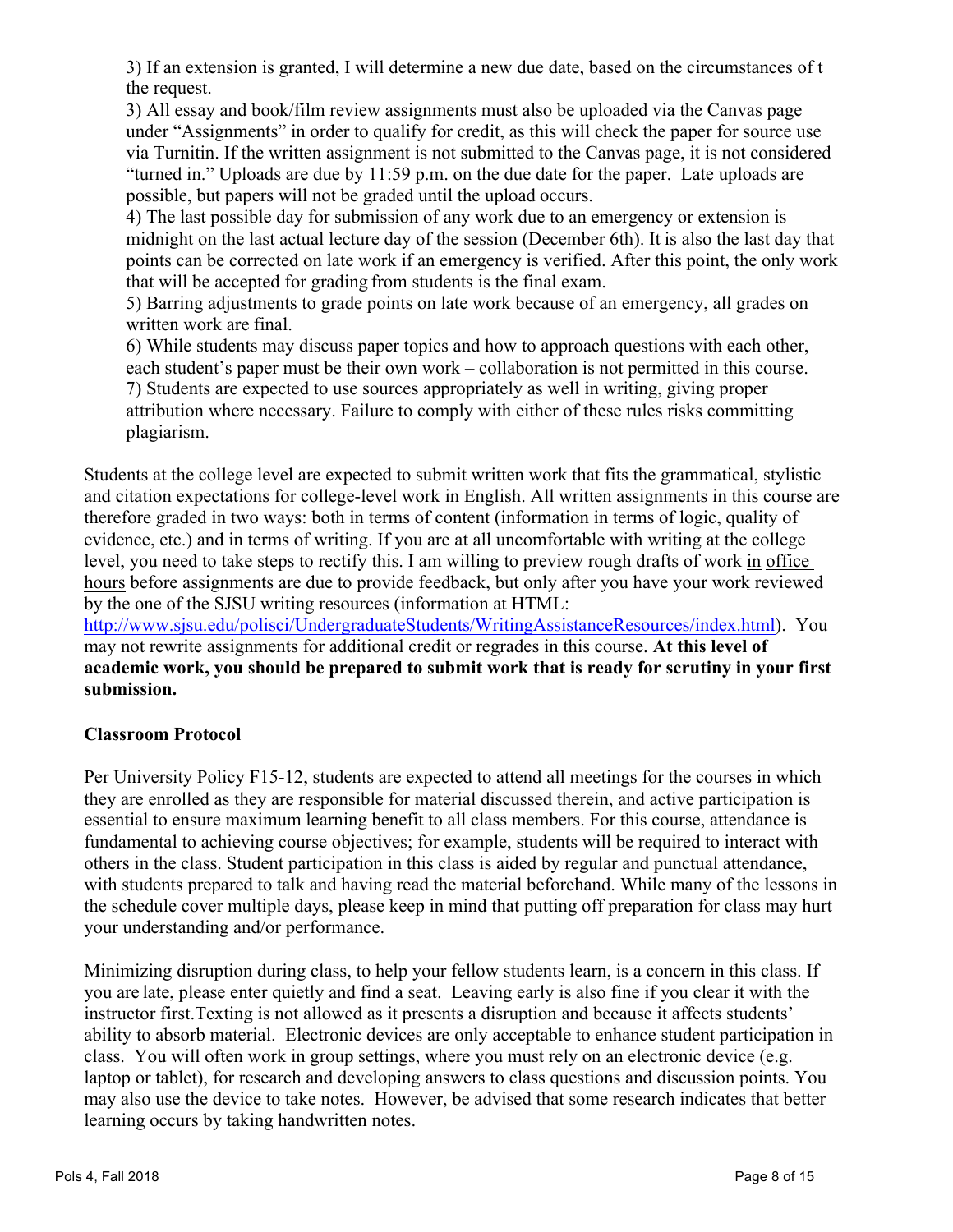3) If an extension is granted, I will determine a new due date, based on the circumstances of t the request.

3) All essay and book/film review assignments must also be uploaded via the Canvas page under "Assignments" in order to qualify for credit, as this will check the paper for source use via Turnitin. If the written assignment is not submitted to the Canvas page, it is not considered "turned in." Uploads are due by 11:59 p.m. on the due date for the paper. Late uploads are possible, but papers will not be graded until the upload occurs.

4) The last possible day for submission of any work due to an emergency or extension is midnight on the last actual lecture day of the session (December 6th). It is also the last day that points can be corrected on late work if an emergency is verified. After this point, the only work that will be accepted for grading from students is the final exam.

5) Barring adjustments to grade points on late work because of an emergency, all grades on written work are final.

6) While students may discuss paper topics and how to approach questions with each other, each student's paper must be their own work – collaboration is not permitted in this course.

7) Students are expected to use sources appropriately as well in writing, giving proper attribution where necessary. Failure to comply with either of these rules risks committing plagiarism.

Students at the college level are expected to submit written work that fits the grammatical, stylistic and citation expectations for college-level work in English. All written assignments in this course are therefore graded in two ways: both in terms of content (information in terms of logic, quality of evidence, etc.) and in terms of writing. If you are at all uncomfortable with writing at the college level, you need to take steps to rectify this. I am willing to preview rough drafts of work in office hours before assignments are due to provide feedback, but only after you have your work reviewed by the one of the SJSU writing resources (information at HTML: [http://www.sjsu.edu/polisci/UndergraduateStudents/WritingAssistanceResources/index.html](http://www.sjsu.edu/polisci/UndergraduateStudents/WritingAssistanceResources/index.html)). You may not rewrite assignments for additional credit or regrades in this course. **At this level of academic work, you should be prepared to submit work that is ready for scrutiny in your first submission.**

### Classroom Protocol

Per University Policy F15-12, students are expected to attend all meetings for the courses in which they are enrolled as they are responsible for material discussed therein, and active participation is essential to ensure maximum learning benefit to all class members. For this course, attendance is fundamental to achieving course objectives; for example, students will be required to interact with others in the class. Student participation in this class is aided by regular and punctual attendance, with students prepared to talk and having read the material beforehand. While many of the lessons in the schedule cover multiple days, please keep in mind that putting off preparation for class may hurt your understanding and/or performance.

Minimizing disruption during class, to help your fellow students learn, is a concern in this class. If you are late, please enter quietly and find a seat. Leaving early is also fine if you clear it with the instructor first.Texting is not allowed as it presents a disruption and because it affects students' ability to absorb material. Electronic devices are only acceptable to enhance student participation in class. You will often work in group settings, where you must rely on an electronic device (e.g. laptop or tablet), for research and developing answers to class questions and discussion points. You may also use the device to take notes. However, be advised that some research indicates that better learning occurs by taking handwritten notes.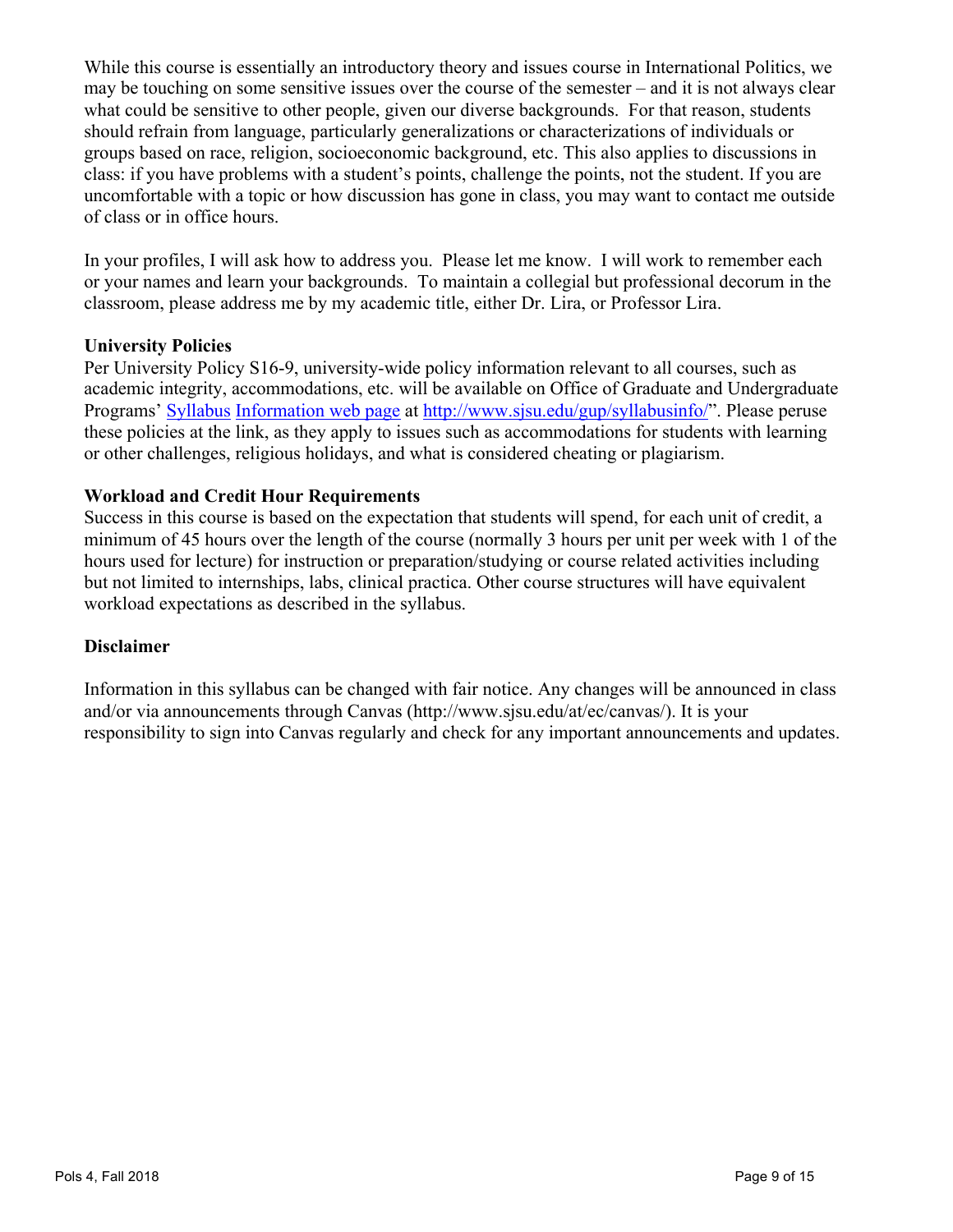While this course is essentially an introductory theory and issues course in International Politics, we may be touching on some sensitive issues over the course of the semester – and it is not always clear what could be sensitive to other people, given our diverse backgrounds. For that reason, students should refrain from language, particularly generalizations or characterizations of individuals or groups based on race, religion, socioeconomic background, etc. This also applies to discussions in class: if you have problems with a student's points, challenge the points, not the student. If you are uncomfortable with a topic or how discussion has gone in class, you may want to contact me outside of class or in office hours.

In your profiles, I will ask how to address you. Please let me know. I will work to remember each or your names and learn your backgrounds. To maintain a collegial but professional decorum in the classroom, please address me by my academic title, either Dr. Lira, or Professor Lira.

**University Policies**

Per University Policy S16-9, university-wide policy information relevant to all courses, such as academic integrity, accommodations, etc. will be available on Office of Graduate and Undergraduate Programs' [Syllabus Information web page](http://www.sjsu.edu/gup/syllabusinfo/) at http://www.sjsu.edu/gup/syllabusinfo/". Please peruse these policies at the link, as they apply to issues such as accommodations for students with learning or other challenges, religious holidays, and what is considered cheating or plagiarism.

**Workload and Credit Hour Requirements**

Success in this course is based on the expectation that students will spend, for each unit of credit, a minimum of 45 hours over the length of the course (normally 3 hours per unit per week with 1 of the hours used for lecture) for instruction or preparation/studying or course related activities including but not limited to internships, labs, clinical practica. Other course structures will have equivalent workload expectations as described in the syllabus.

**Disclaimer**

Information in this syllabus can be changed with fair notice. Any changes will be announced in class and/or via announcements through Canvas (http://www.sjsu.edu/at/ec/canvas/). It is your responsibility to sign into Canvas regularly and check for any important announcements and updates.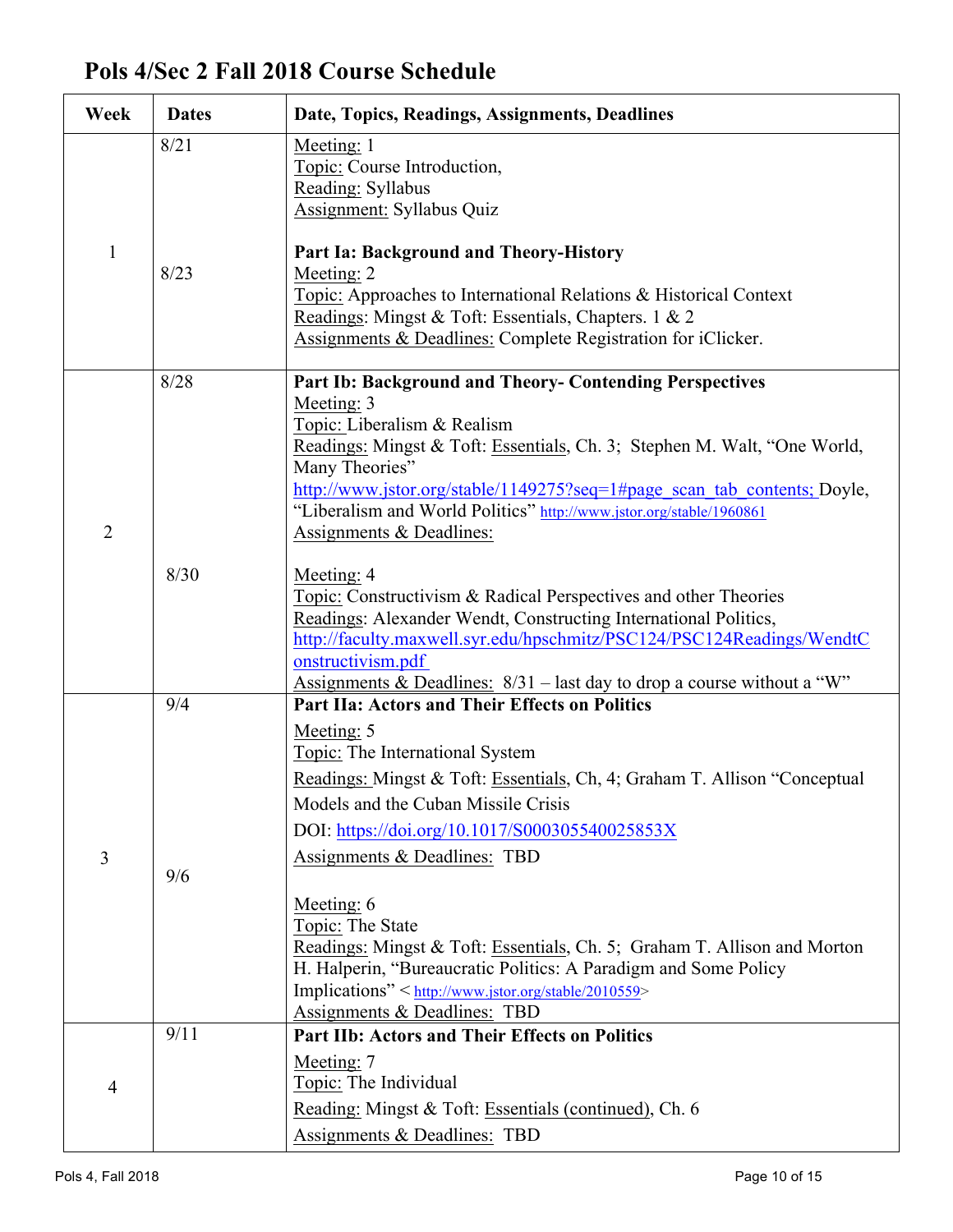## Pols 4/Sec 2 Fall 2018 Course Schedule

| Week | Dates | Date, Topics, Readings, Assignments, Deadlines |
|---|---|---|
| 1 | 8/21 | Meeting: 1<br>Topic: Course Introduction,<br>Reading: Syllabus<br>Assignment: Syllabus Quiz |
| | 8/23 | **Part Ia: Background and Theory-History**<br>Meeting: 2<br>Topic: Approaches to International Relations & Historical Context<br>Readings: Mingst & Toft: Essentials, Chapters. 1 & 2<br>Assignments & Deadlines: Complete Registration for iClicker. |
| 2 | 8/28 | **Part Ib: Background and Theory- Contending Perspectives**<br>Meeting: 3<br>Topic: Liberalism & Realism<br>Readings: Mingst & Toft: Essentials, Ch. 3; Stephen M. Walt, "One World, Many Theories" http://www.jstor.org/stable/1149275?seq=1#page_scan_tab_contents; Doyle, "Liberalism and World Politics" http://www.jstor.org/stable/1960861<br>Assignments & Deadlines: |
| | 8/30 | Meeting: 4<br>Topic: Constructivism & Radical Perspectives and other Theories<br>Readings: Alexander Wendt, Constructing International Politics, http://faculty.maxwell.syr.edu/hpschmitz/PSC124/PSC124Readings/WendtConstructivism.pdf<br>Assignments & Deadlines: 8/31 – last day to drop a course without a "W" |
| 3 | 9/4 | **Part IIa: Actors and Their Effects on Politics**<br>Meeting: 5<br>Topic: The International System<br>Readings: Mingst & Toft: Essentials, Ch, 4; Graham T. Allison "Conceptual Models and the Cuban Missile Crisis<br>DOI: https://doi.org/10.1017/S000305540025853X<br>Assignments & Deadlines: TBD |
| | 9/6 | Meeting: 6<br>Topic: The State<br>Readings: Mingst & Toft: Essentials, Ch. 5; Graham T. Allison and Morton H. Halperin, "Bureaucratic Politics: A Paradigm and Some Policy Implications" <http://www.jstor.org/stable/2010559><br>Assignments & Deadlines: TBD |
| 4 | 9/11 | **Part IIb: Actors and Their Effects on Politics**<br>Meeting: 7<br>Topic: The Individual<br>Reading: Mingst & Toft: Essentials (continued), Ch. 6<br>Assignments & Deadlines: TBD |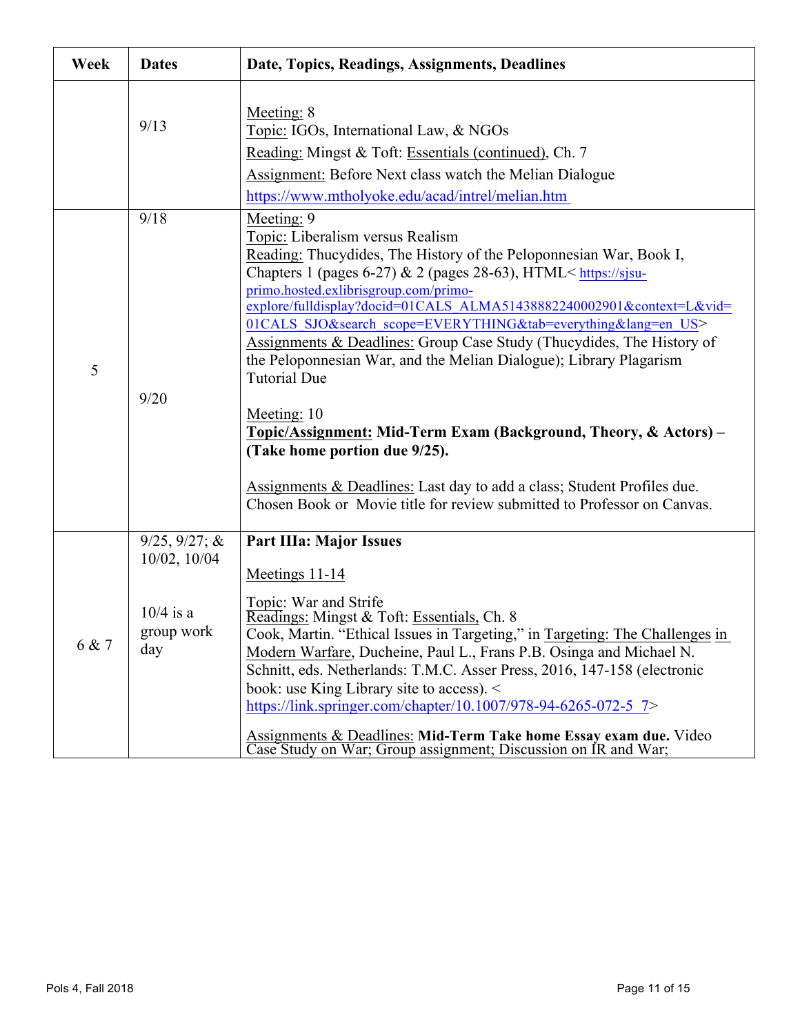| Week | Dates | Date, Topics, Readings, Assignments, Deadlines |
| --- | --- | --- |
| | 9/13 | Meeting: 8<br>Topic: IGOs, International Law, & NGOs<br>Reading: Mingst & Toft: Essentials (continued), Ch. 7<br>Assignment: Before Next class watch the Melian Dialogue<br>https://www.mtholyoke.edu/acad/intrel/melian.htm |
| 5 | 9/18<br><br>9/20 | Meeting: 9<br>Topic: Liberalism versus Realism<br>Reading: Thucydides, The History of the Peloponnesian War, Book I, Chapters 1 (pages 6-27) & 2 (pages 28-63), HTML< https://sjsu-primo.hosted.exlibrisgroup.com/primo-explore/fulldisplay?docid=01CALS_ALMA51438882240002901&context=L&vid=01CALS_SJO&search_scope=EVERYTHING&tab=everything&lang=en_US><br>Assignments & Deadlines: Group Case Study (Thucydides, The History of the Peloponnesian War, and the Melian Dialogue); Library Plagarism Tutorial Due<br><br>Meeting: 10<br>**Topic/Assignment: Mid-Term Exam (Background, Theory, & Actors) – (Take home portion due 9/25).**<br><br>Assignments & Deadlines: Last day to add a class; Student Profiles due. Chosen Book or Movie title for review submitted to Professor on Canvas. |
| 6 & 7 | 9/25, 9/27; & 10/02, 10/04<br><br>10/4 is a group work day | **Part IIIa: Major Issues**<br><br>Meetings 11-14<br><br>Topic: War and Strife<br>Readings: Mingst & Toft: Essentials, Ch. 8<br>Cook, Martin. "Ethical Issues in Targeting," in Targeting: The Challenges in Modern Warfare, Ducheine, Paul L., Frans P.B. Osinga and Michael N. Schnitt, eds. Netherlands: T.M.C. Asser Press, 2016, 147-158 (electronic book: use King Library site to access). < https://link.springer.com/chapter/10.1007/978-94-6265-072-5_7><br><br>Assignments & Deadlines: **Mid-Term Take home Essay exam due.** Video Case Study on War; Group assignment; Discussion on IR and War; |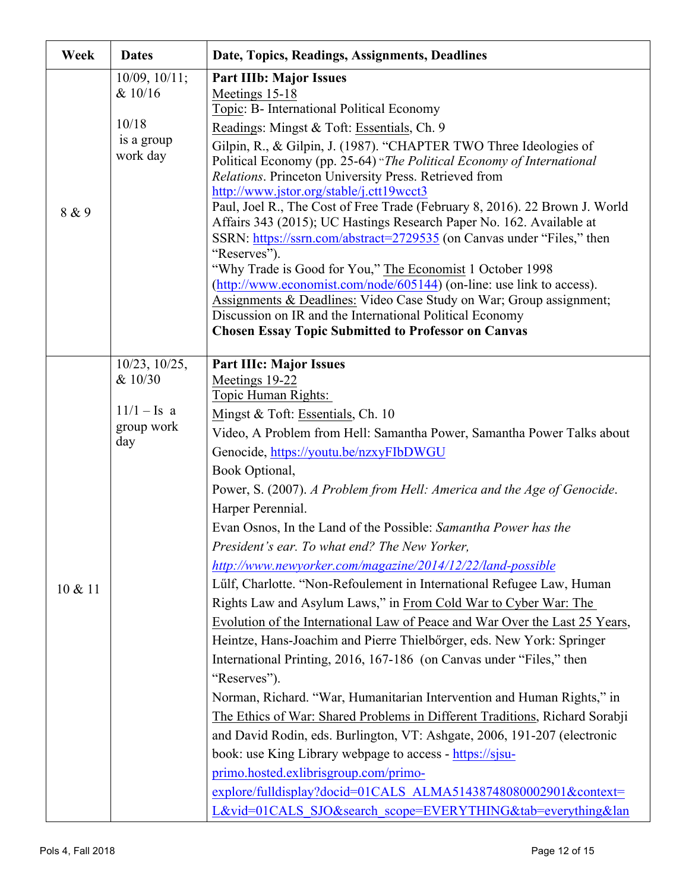| Week | Dates | Date, Topics, Readings, Assignments, Deadlines |
|---|---|---|
| 8 & 9 | 10/09, 10/11; & 10/16<br><br>10/18 is a group work day | **Part IIIb: Major Issues**<br>Meetings 15-18<br>Topic: B- International Political Economy<br>Readings: Mingst & Toft: Essentials, Ch. 9<br>Gilpin, R., & Gilpin, J. (1987). "CHAPTER TWO Three Ideologies of Political Economy (pp. 25-64) "*The Political Economy of International Relations*. Princeton University Press. Retrieved from http://www.jstor.org/stable/j.ctt19wcct3<br>Paul, Joel R., The Cost of Free Trade (February 8, 2016). 22 Brown J. World Affairs 343 (2015); UC Hastings Research Paper No. 162. Available at SSRN: https://ssrn.com/abstract=2729535 (on Canvas under "Files," then "Reserves").<br>"Why Trade is Good for You," The Economist 1 October 1998 (http://www.economist.com/node/605144) (on-line: use link to access).<br>Assignments & Deadlines: Video Case Study on War; Group assignment; Discussion on IR and the International Political Economy<br>**Chosen Essay Topic Submitted to Professor on Canvas** |
| 10 & 11 | 10/23, 10/25, & 10/30<br><br>11/1 – Is a group work day | **Part IIIc: Major Issues**<br>Meetings 19-22<br>Topic Human Rights:<br>Mingst & Toft: Essentials, Ch. 10<br>Video, A Problem from Hell: Samantha Power, Samantha Power Talks about Genocide, https://youtu.be/nzxyFIbDWGU<br>Book Optional,<br>Power, S. (2007). *A Problem from Hell: America and the Age of Genocide*. Harper Perennial.<br>Evan Osnos, In the Land of the Possible: *Samantha Power has the President's ear. To what end? The New Yorker, http://www.newyorker.com/magazine/2014/12/22/land-possible*<br>Lűlf, Charlotte. "Non-Refoulement in International Refugee Law, Human Rights Law and Asylum Laws," in From Cold War to Cyber War: The Evolution of the International Law of Peace and War Over the Last 25 Years, Heintze, Hans-Joachim and Pierre Thielbőrger, eds. New York: Springer International Printing, 2016, 167-186 (on Canvas under "Files," then "Reserves").<br>Norman, Richard. "War, Humanitarian Intervention and Human Rights," in The Ethics of War: Shared Problems in Different Traditions, Richard Sorabji and David Rodin, eds. Burlington, VT: Ashgate, 2006, 191-207 (electronic book: use King Library webpage to access - https://sjsu-primo.hosted.exlibrisgroup.com/primo-explore/fulldisplay?docid=01CALS_ALMA51438748080002901&context=L&vid=01CALS_SJO&search_scope=EVERYTHING&tab=everything&lan |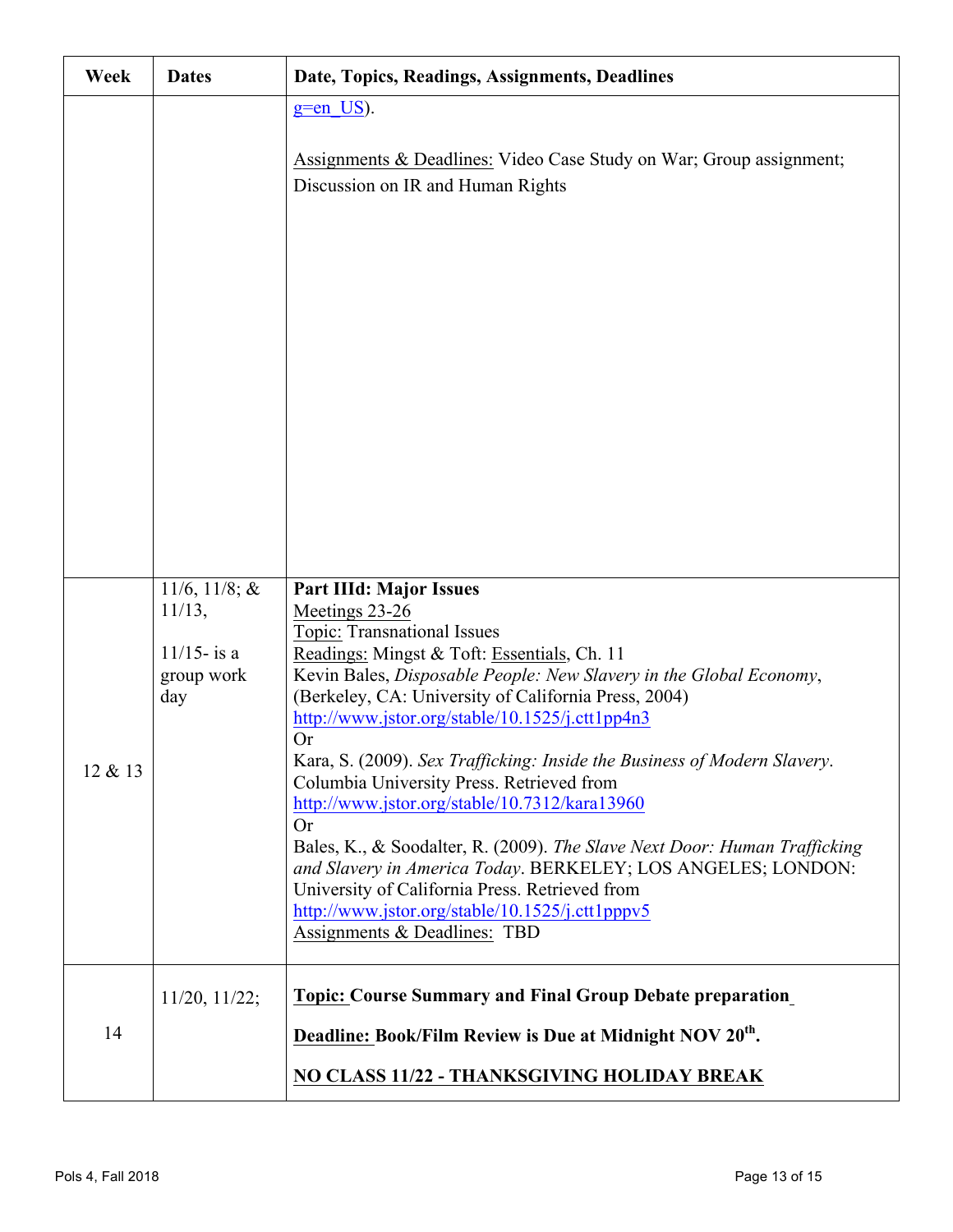| Week | Dates | Date, Topics, Readings, Assignments, Deadlines |
|---|---|---|
| | | g=en_US).<br><br>Assignments & Deadlines: Video Case Study on War; Group assignment; Discussion on IR and Human Rights |
| 12 & 13 | 11/6, 11/8; & 11/13,<br><br>11/15- is a group work day | **Part IIId: Major Issues**<br>Meetings 23-26<br>Topic: Transnational Issues<br>Readings: Mingst & Toft: Essentials, Ch. 11<br>Kevin Bales, *Disposable People: New Slavery in the Global Economy*, (Berkeley, CA: University of California Press, 2004) http://www.jstor.org/stable/10.1525/j.ctt1pp4n3<br>Or<br>Kara, S. (2009). *Sex Trafficking: Inside the Business of Modern Slavery*. Columbia University Press. Retrieved from http://www.jstor.org/stable/10.7312/kara13960<br>Or<br>Bales, K., & Soodalter, R. (2009). *The Slave Next Door: Human Trafficking and Slavery in America Today*. BERKELEY; LOS ANGELES; LONDON: University of California Press. Retrieved from http://www.jstor.org/stable/10.1525/j.ctt1pppv5<br>Assignments & Deadlines: TBD |
| 14 | 11/20, 11/22; | **Topic: Course Summary and Final Group Debate preparation**<br><br>**Deadline: Book/Film Review is Due at Midnight NOV 20th.**<br><br>**NO CLASS 11/22 - THANKSGIVING HOLIDAY BREAK** |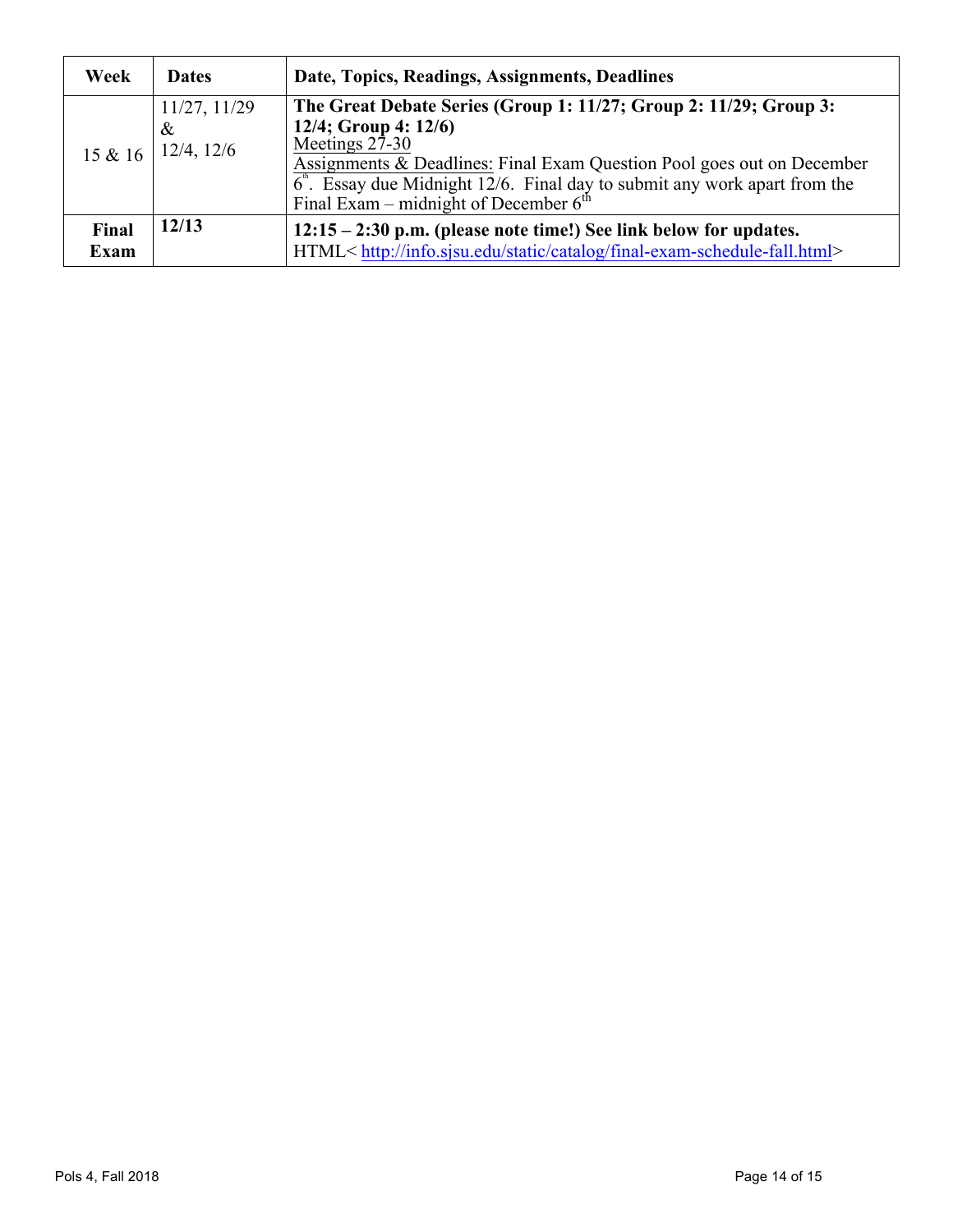| Week | Dates | Date, Topics, Readings, Assignments, Deadlines |
|---|---|---|
| 15 & 16 | 11/27, 11/29 & 12/4, 12/6 | **The Great Debate Series (Group 1: 11/27; Group 2: 11/29; Group 3: 12/4; Group 4: 12/6)**<br>Meetings 27-30<br>Assignments & Deadlines: Final Exam Question Pool goes out on December 6th. Essay due Midnight 12/6. Final day to submit any work apart from the Final Exam – midnight of December 6th |
| **Final Exam** | **12/13** | **12:15 – 2:30 p.m. (please note time!) See link below for updates.**<br>HTML< http://info.sjsu.edu/static/catalog/final-exam-schedule-fall.html> |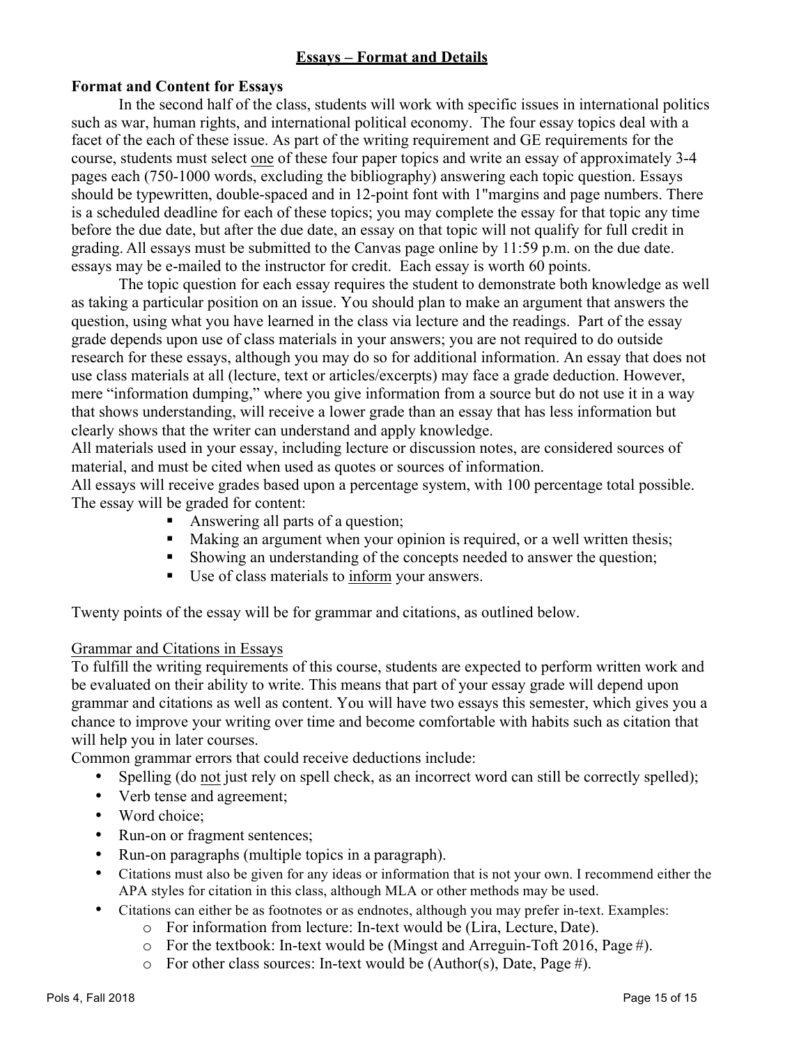## Essays – Format and Details

**Format and Content for Essays**

In the second half of the class, students will work with specific issues in international politics such as war, human rights, and international political economy. The four essay topics deal with a facet of the each of these issue. As part of the writing requirement and GE requirements for the course, students must select one of these four paper topics and write an essay of approximately 3-4 pages each (750-1000 words, excluding the bibliography) answering each topic question. Essays should be typewritten, double-spaced and in 12-point font with 1"margins and page numbers. There is a scheduled deadline for each of these topics; you may complete the essay for that topic any time before the due date, but after the due date, an essay on that topic will not qualify for full credit in grading. All essays must be submitted to the Canvas page online by 11:59 p.m. on the due date. essays may be e-mailed to the instructor for credit. Each essay is worth 60 points.

The topic question for each essay requires the student to demonstrate both knowledge as well as taking a particular position on an issue. You should plan to make an argument that answers the question, using what you have learned in the class via lecture and the readings. Part of the essay grade depends upon use of class materials in your answers; you are not required to do outside research for these essays, although you may do so for additional information. An essay that does not use class materials at all (lecture, text or articles/excerpts) may face a grade deduction. However, mere "information dumping," where you give information from a source but do not use it in a way that shows understanding, will receive a lower grade than an essay that has less information but clearly shows that the writer can understand and apply knowledge.

All materials used in your essay, including lecture or discussion notes, are considered sources of material, and must be cited when used as quotes or sources of information.

All essays will receive grades based upon a percentage system, with 100 percentage total possible. The essay will be graded for content:

- Answering all parts of a question;
- Making an argument when your opinion is required, or a well written thesis;
- Showing an understanding of the concepts needed to answer the question;
- Use of class materials to inform your answers.

Twenty points of the essay will be for grammar and citations, as outlined below.

Grammar and Citations in Essays

To fulfill the writing requirements of this course, students are expected to perform written work and be evaluated on their ability to write. This means that part of your essay grade will depend upon grammar and citations as well as content. You will have two essays this semester, which gives you a chance to improve your writing over time and become comfortable with habits such as citation that will help you in later courses.

Common grammar errors that could receive deductions include:

- Spelling (do not just rely on spell check, as an incorrect word can still be correctly spelled);
- Verb tense and agreement;
- Word choice;
- Run-on or fragment sentences;
- Run-on paragraphs (multiple topics in a paragraph).
- Citations must also be given for any ideas or information that is not your own. I recommend either the APA styles for citation in this class, although MLA or other methods may be used.
- Citations can either be as footnotes or as endnotes, although you may prefer in-text. Examples:
    - For information from lecture: In-text would be (Lira, Lecture, Date).
    - For the textbook: In-text would be (Mingst and Arreguin-Toft 2016, Page #).
    - For other class sources: In-text would be (Author(s), Date, Page #).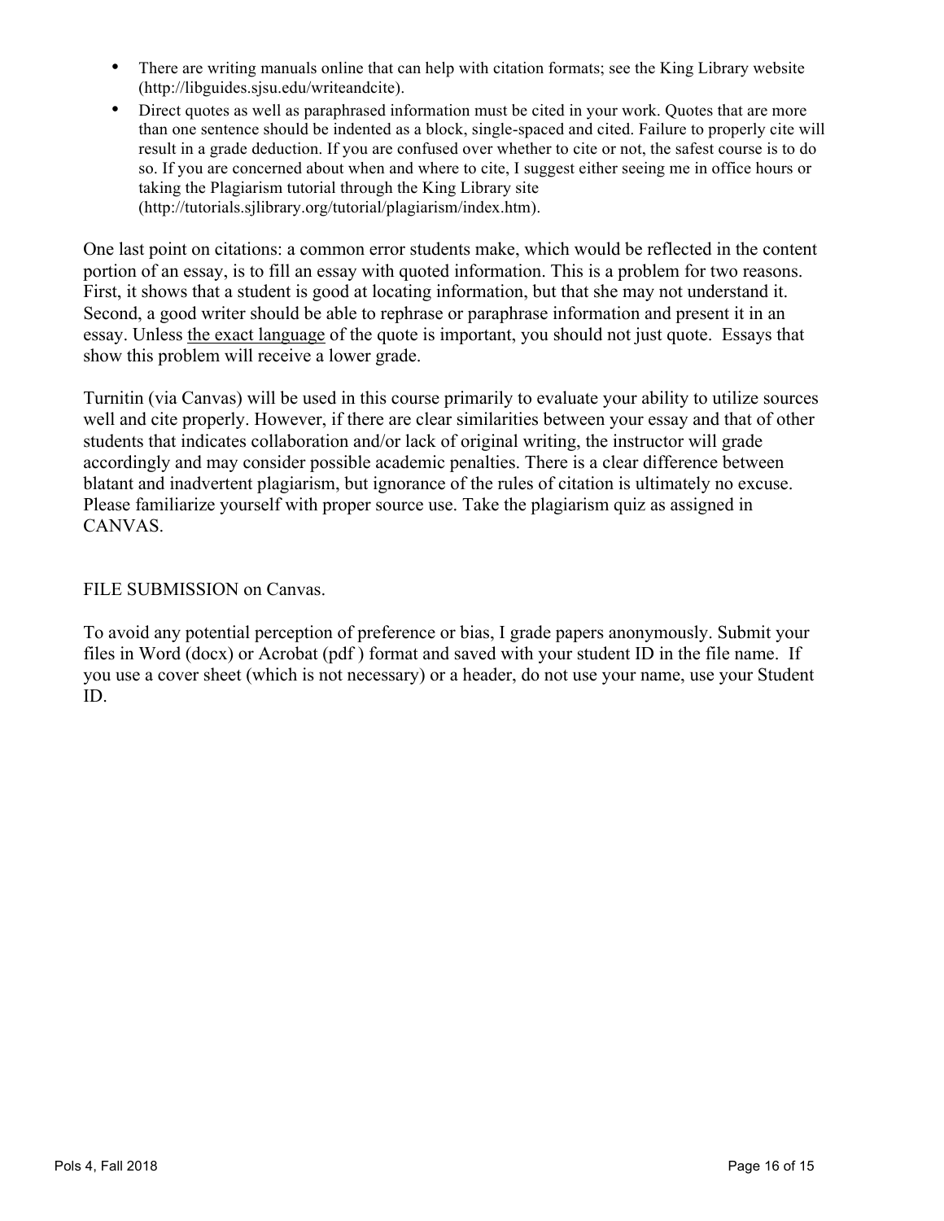- There are writing manuals online that can help with citation formats; see the King Library website (http://libguides.sjsu.edu/writeandcite).
- Direct quotes as well as paraphrased information must be cited in your work. Quotes that are more than one sentence should be indented as a block, single-spaced and cited. Failure to properly cite will result in a grade deduction. If you are confused over whether to cite or not, the safest course is to do so. If you are concerned about when and where to cite, I suggest either seeing me in office hours or taking the Plagiarism tutorial through the King Library site (http://tutorials.sjlibrary.org/tutorial/plagiarism/index.htm).

One last point on citations: a common error students make, which would be reflected in the content portion of an essay, is to fill an essay with quoted information. This is a problem for two reasons. First, it shows that a student is good at locating information, but that she may not understand it. Second, a good writer should be able to rephrase or paraphrase information and present it in an essay. Unless <u>the exact language</u> of the quote is important, you should not just quote. Essays that show this problem will receive a lower grade.

Turnitin (via Canvas) will be used in this course primarily to evaluate your ability to utilize sources well and cite properly. However, if there are clear similarities between your essay and that of other students that indicates collaboration and/or lack of original writing, the instructor will grade accordingly and may consider possible academic penalties. There is a clear difference between blatant and inadvertent plagiarism, but ignorance of the rules of citation is ultimately no excuse. Please familiarize yourself with proper source use. Take the plagiarism quiz as assigned in CANVAS.

FILE SUBMISSION on Canvas.

To avoid any potential perception of preference or bias, I grade papers anonymously. Submit your files in Word (docx) or Acrobat (pdf ) format and saved with your student ID in the file name. If you use a cover sheet (which is not necessary) or a header, do not use your name, use your Student ID.